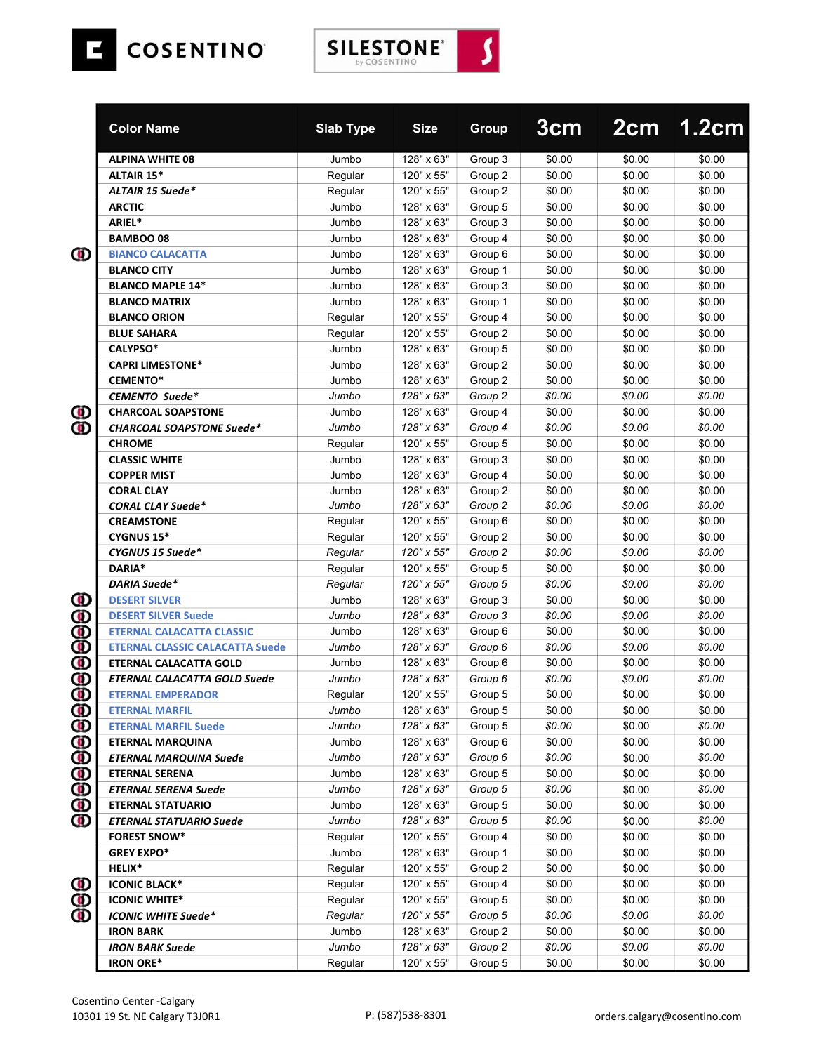COSENTINO

SILESTONE by COSENTINO

| Color Name | Slab Type | Size | Group | 3cm | 2cm | 1.2cm |
|---|---|---|---|---|---|---|
| **ALPINA WHITE 08** | Jumbo | 128" x 63" | Group 3 | $0.00 | $0.00 | $0.00 |
| **ALTAIR 15*** | Regular | 120" x 55" | Group 2 | $0.00 | $0.00 | $0.00 |
| ***ALTAIR 15 Suede**** | Regular | 120" x 55" | Group 2 | $0.00 | $0.00 | $0.00 |
| **ARCTIC** | Jumbo | 128" x 63" | Group 5 | $0.00 | $0.00 | $0.00 |
| **ARIEL*** | Jumbo | 128" x 63" | Group 3 | $0.00 | $0.00 | $0.00 |
| **BAMBOO 08** | Jumbo | 128" x 63" | Group 4 | $0.00 | $0.00 | $0.00 |
| **BIANCO CALACATTA** | Jumbo | 128" x 63" | Group 6 | $0.00 | $0.00 | $0.00 |
| **BLANCO CITY** | Jumbo | 128" x 63" | Group 1 | $0.00 | $0.00 | $0.00 |
| **BLANCO MAPLE 14*** | Jumbo | 128" x 63" | Group 3 | $0.00 | $0.00 | $0.00 |
| **BLANCO MATRIX** | Jumbo | 128" x 63" | Group 1 | $0.00 | $0.00 | $0.00 |
| **BLANCO ORION** | Regular | 120" x 55" | Group 4 | $0.00 | $0.00 | $0.00 |
| **BLUE SAHARA** | Regular | 120" x 55" | Group 2 | $0.00 | $0.00 | $0.00 |
| **CALYPSO*** | Jumbo | 128" x 63" | Group 5 | $0.00 | $0.00 | $0.00 |
| **CAPRI LIMESTONE*** | Jumbo | 128" x 63" | Group 2 | $0.00 | $0.00 | $0.00 |
| **CEMENTO*** | Jumbo | 128" x 63" | Group 2 | $0.00 | $0.00 | $0.00 |
| ***CEMENTO Suede**** | *Jumbo* | *128" x 63"* | *Group 2* | *$0.00* | *$0.00* | *$0.00* |
| **CHARCOAL SOAPSTONE** | Jumbo | 128" x 63" | Group 4 | $0.00 | $0.00 | $0.00 |
| ***CHARCOAL SOAPSTONE Suede**** | *Jumbo* | *128" x 63"* | *Group 4* | *$0.00* | *$0.00* | *$0.00* |
| **CHROME** | Regular | 120" x 55" | Group 5 | $0.00 | $0.00 | $0.00 |
| **CLASSIC WHITE** | Jumbo | 128" x 63" | Group 3 | $0.00 | $0.00 | $0.00 |
| **COPPER MIST** | Jumbo | 128" x 63" | Group 4 | $0.00 | $0.00 | $0.00 |
| **CORAL CLAY** | Jumbo | 128" x 63" | Group 2 | $0.00 | $0.00 | $0.00 |
| ***CORAL CLAY Suede**** | *Jumbo* | *128" x 63"* | *Group 2* | *$0.00* | *$0.00* | *$0.00* |
| **CREAMSTONE** | Regular | 120" x 55" | Group 6 | $0.00 | $0.00 | $0.00 |
| **CYGNUS 15*** | Regular | 120" x 55" | Group 2 | $0.00 | $0.00 | $0.00 |
| ***CYGNUS 15 Suede**** | *Regular* | *120" x 55"* | *Group 2* | *$0.00* | *$0.00* | *$0.00* |
| **DARIA*** | Regular | 120" x 55" | Group 5 | $0.00 | $0.00 | $0.00 |
| ***DARIA Suede**** | *Regular* | *120" x 55"* | *Group 5* | *$0.00* | *$0.00* | *$0.00* |
| **DESERT SILVER** | Jumbo | 128" x 63" | Group 3 | $0.00 | $0.00 | $0.00 |
| **DESERT SILVER Suede** | *Jumbo* | *128" x 63"* | *Group 3* | *$0.00* | *$0.00* | *$0.00* |
| **ETERNAL CALACATTA CLASSIC** | Jumbo | 128" x 63" | Group 6 | $0.00 | $0.00 | $0.00 |
| **ETERNAL CLASSIC CALACATTA Suede** | *Jumbo* | *128" x 63"* | *Group 6* | *$0.00* | *$0.00* | *$0.00* |
| **ETERNAL CALACATTA GOLD** | Jumbo | 128" x 63" | Group 6 | $0.00 | $0.00 | $0.00 |
| ***ETERNAL CALACATTA GOLD Suede*** | *Jumbo* | *128" x 63"* | *Group 6* | *$0.00* | *$0.00* | *$0.00* |
| **ETERNAL EMPERADOR** | Regular | 120" x 55" | Group 5 | $0.00 | $0.00 | $0.00 |
| **ETERNAL MARFIL** | Jumbo | 128" x 63" | Group 5 | $0.00 | $0.00 | $0.00 |
| **ETERNAL MARFIL Suede** | *Jumbo* | *128" x 63"* | *Group 5* | *$0.00* | *$0.00* | *$0.00* |
| **ETERNAL MARQUINA** | Jumbo | 128" x 63" | Group 6 | $0.00 | $0.00 | $0.00 |
| ***ETERNAL MARQUINA Suede*** | *Jumbo* | *128" x 63"* | *Group 6* | *$0.00* | *$0.00* | *$0.00* |
| **ETERNAL SERENA** | Jumbo | 128" x 63" | Group 5 | $0.00 | $0.00 | $0.00 |
| ***ETERNAL SERENA Suede*** | *Jumbo* | *128" x 63"* | *Group 5* | *$0.00* | *$0.00* | *$0.00* |
| **ETERNAL STATUARIO** | Jumbo | 128" x 63" | Group 5 | $0.00 | $0.00 | $0.00 |
| ***ETERNAL STATUARIO Suede*** | *Jumbo* | *128" x 63"* | *Group 5* | *$0.00* | *$0.00* | *$0.00* |
| **FOREST SNOW*** | Regular | 120" x 55" | Group 4 | $0.00 | $0.00 | $0.00 |
| **GREY EXPO*** | Jumbo | 128" x 63" | Group 1 | $0.00 | $0.00 | $0.00 |
| **HELIX*** | Regular | 120" x 55" | Group 2 | $0.00 | $0.00 | $0.00 |
| **ICONIC BLACK*** | Regular | 120" x 55" | Group 4 | $0.00 | $0.00 | $0.00 |
| **ICONIC WHITE*** | Regular | 120" x 55" | Group 5 | $0.00 | $0.00 | $0.00 |
| ***ICONIC WHITE Suede**** | *Regular* | *120" x 55"* | *Group 5* | *$0.00* | *$0.00* | *$0.00* |
| **IRON BARK** | Jumbo | 128" x 63" | Group 2 | $0.00 | $0.00 | $0.00 |
| ***IRON BARK Suede*** | *Jumbo* | *128" x 63"* | *Group 2* | *$0.00* | *$0.00* | *$0.00* |
| **IRON ORE*** | Regular | 120" x 55" | Group 5 | $0.00 | $0.00 | $0.00 |

Cosentino Center -Calgary
10301 19 St. NE Calgary T3J0R1

P: (587)538-8301

orders.calgary@cosentino.com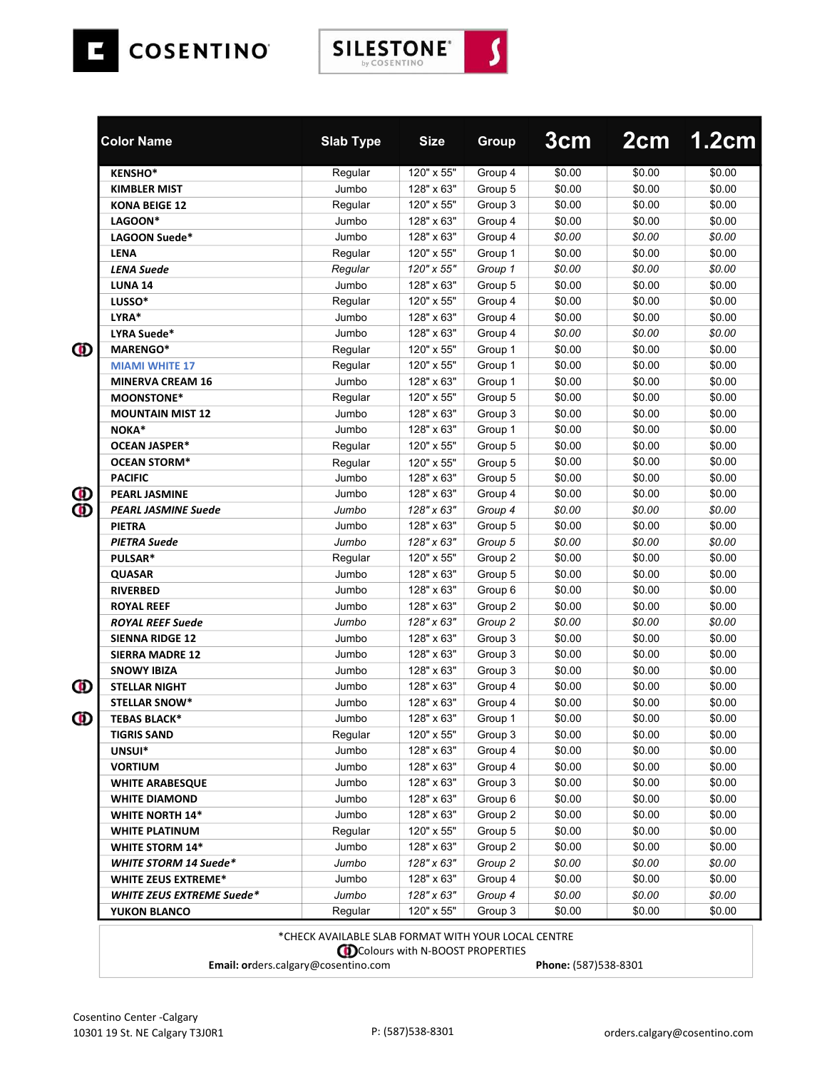COSENTINO

SILESTONE by COSENTINO

| Color Name | Slab Type | Size | Group | 3cm | 2cm | 1.2cm |
|---|---|---|---|---|---|---|
| KENSHO* | Regular | 120" x 55" | Group 4 | $0.00 | $0.00 | $0.00 |
| KIMBLER MIST | Jumbo | 128" x 63" | Group 5 | $0.00 | $0.00 | $0.00 |
| KONA BEIGE 12 | Regular | 120" x 55" | Group 3 | $0.00 | $0.00 | $0.00 |
| LAGOON* | Jumbo | 128" x 63" | Group 4 | $0.00 | $0.00 | $0.00 |
| LAGOON Suede* | Jumbo | 128" x 63" | Group 4 | *$0.00* | *$0.00* | *$0.00* |
| LENA | Regular | 120" x 55" | Group 1 | $0.00 | $0.00 | $0.00 |
| *LENA Suede* | *Regular* | *120" x 55"* | *Group 1* | *$0.00* | *$0.00* | *$0.00* |
| LUNA 14 | Jumbo | 128" x 63" | Group 5 | $0.00 | $0.00 | $0.00 |
| LUSSO* | Regular | 120" x 55" | Group 4 | $0.00 | $0.00 | $0.00 |
| LYRA* | Jumbo | 128" x 63" | Group 4 | $0.00 | $0.00 | $0.00 |
| LYRA Suede* | Jumbo | 128" x 63" | Group 4 | *$0.00* | *$0.00* | *$0.00* |
| MARENGO* (N-BOOST) | Regular | 120" x 55" | Group 1 | $0.00 | $0.00 | $0.00 |
| MIAMI WHITE 17 | Regular | 120" x 55" | Group 1 | $0.00 | $0.00 | $0.00 |
| MINERVA CREAM 16 | Jumbo | 128" x 63" | Group 1 | $0.00 | $0.00 | $0.00 |
| MOONSTONE* | Regular | 120" x 55" | Group 5 | $0.00 | $0.00 | $0.00 |
| MOUNTAIN MIST 12 | Jumbo | 128" x 63" | Group 3 | $0.00 | $0.00 | $0.00 |
| NOKA* | Jumbo | 128" x 63" | Group 1 | $0.00 | $0.00 | $0.00 |
| OCEAN JASPER* | Regular | 120" x 55" | Group 5 | $0.00 | $0.00 | $0.00 |
| OCEAN STORM* | Regular | 120" x 55" | Group 5 | $0.00 | $0.00 | $0.00 |
| PACIFIC | Jumbo | 128" x 63" | Group 5 | $0.00 | $0.00 | $0.00 |
| PEARL JASMINE (N-BOOST) | Jumbo | 128" x 63" | Group 4 | $0.00 | $0.00 | $0.00 |
| *PEARL JASMINE Suede* (N-BOOST) | *Jumbo* | *128" x 63"* | *Group 4* | *$0.00* | *$0.00* | *$0.00* |
| PIETRA | Jumbo | 128" x 63" | Group 5 | $0.00 | $0.00 | $0.00 |
| *PIETRA Suede* | *Jumbo* | *128" x 63"* | *Group 5* | *$0.00* | *$0.00* | *$0.00* |
| PULSAR* | Regular | 120" x 55" | Group 2 | $0.00 | $0.00 | $0.00 |
| QUASAR | Jumbo | 128" x 63" | Group 5 | $0.00 | $0.00 | $0.00 |
| RIVERBED | Jumbo | 128" x 63" | Group 6 | $0.00 | $0.00 | $0.00 |
| ROYAL REEF | Jumbo | 128" x 63" | Group 2 | $0.00 | $0.00 | $0.00 |
| *ROYAL REEF Suede* | *Jumbo* | *128" x 63"* | *Group 2* | *$0.00* | *$0.00* | *$0.00* |
| SIENNA RIDGE 12 | Jumbo | 128" x 63" | Group 3 | $0.00 | $0.00 | $0.00 |
| SIERRA MADRE 12 | Jumbo | 128" x 63" | Group 3 | $0.00 | $0.00 | $0.00 |
| SNOWY IBIZA | Jumbo | 128" x 63" | Group 3 | $0.00 | $0.00 | $0.00 |
| STELLAR NIGHT (N-BOOST) | Jumbo | 128" x 63" | Group 4 | $0.00 | $0.00 | $0.00 |
| STELLAR SNOW* | Jumbo | 128" x 63" | Group 4 | $0.00 | $0.00 | $0.00 |
| TEBAS BLACK* (N-BOOST) | Jumbo | 128" x 63" | Group 1 | $0.00 | $0.00 | $0.00 |
| TIGRIS SAND | Regular | 120" x 55" | Group 3 | $0.00 | $0.00 | $0.00 |
| UNSUI* | Jumbo | 128" x 63" | Group 4 | $0.00 | $0.00 | $0.00 |
| VORTIUM | Jumbo | 128" x 63" | Group 4 | $0.00 | $0.00 | $0.00 |
| WHITE ARABESQUE | Jumbo | 128" x 63" | Group 3 | $0.00 | $0.00 | $0.00 |
| WHITE DIAMOND | Jumbo | 128" x 63" | Group 6 | $0.00 | $0.00 | $0.00 |
| WHITE NORTH 14* | Jumbo | 128" x 63" | Group 2 | $0.00 | $0.00 | $0.00 |
| WHITE PLATINUM | Regular | 120" x 55" | Group 5 | $0.00 | $0.00 | $0.00 |
| WHITE STORM 14* | Jumbo | 128" x 63" | Group 2 | $0.00 | $0.00 | $0.00 |
| *WHITE STORM 14 Suede** | *Jumbo* | *128" x 63"* | *Group 2* | *$0.00* | *$0.00* | *$0.00* |
| WHITE ZEUS EXTREME* | Jumbo | 128" x 63" | Group 4 | $0.00 | $0.00 | $0.00 |
| *WHITE ZEUS EXTREME Suede** | *Jumbo* | *128" x 63"* | *Group 4* | *$0.00* | *$0.00* | *$0.00* |
| YUKON BLANCO | Regular | 120" x 55" | Group 3 | $0.00 | $0.00 | $0.00 |

*CHECK AVAILABLE SLAB FORMAT WITH YOUR LOCAL CENTRE

Colours with N-BOOST PROPERTIES

**Email:** orders.calgary@cosentino.com **Phone:** (587)538-8301

Cosentino Center -Calgary
10301 19 St. NE Calgary T3J0R1

P: (587)538-8301

orders.calgary@cosentino.com